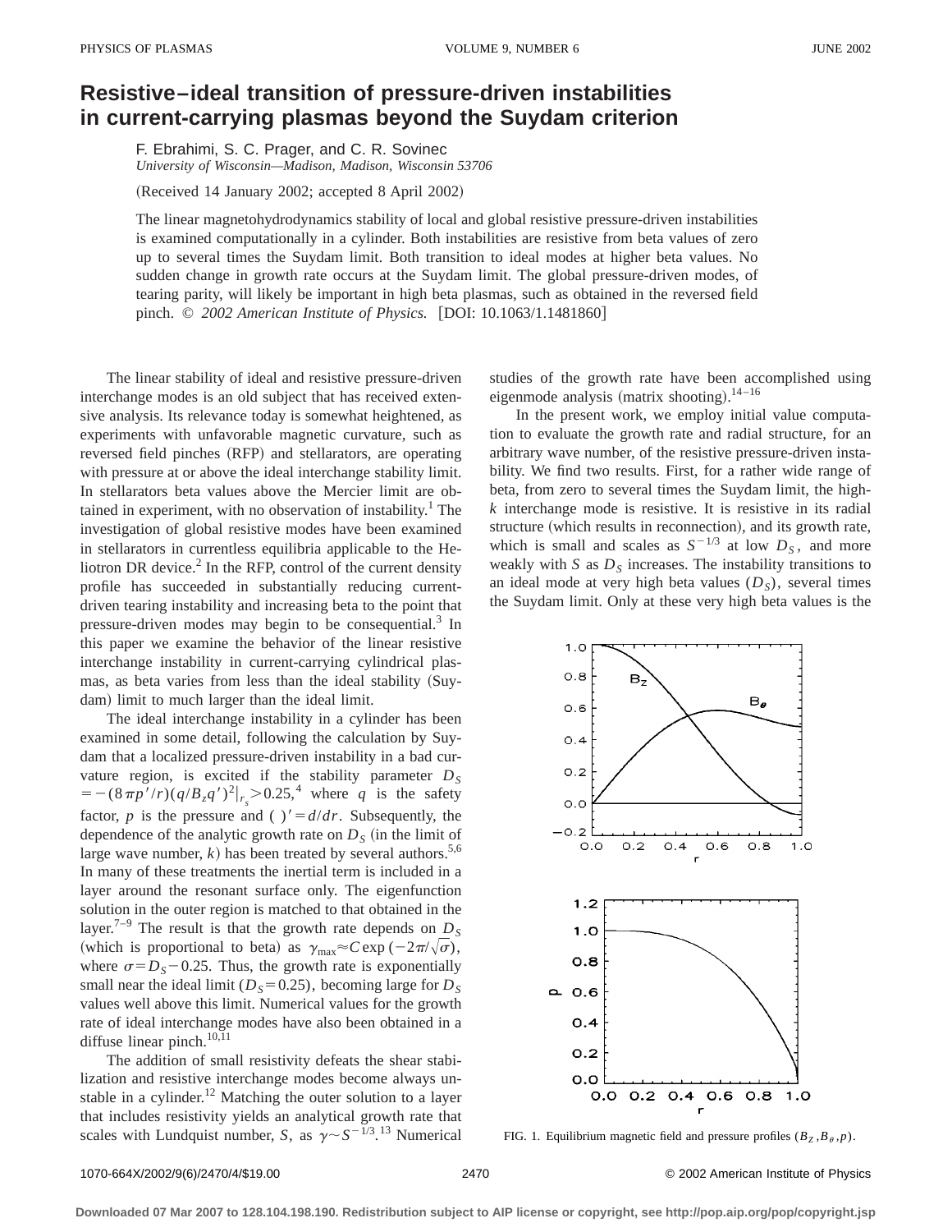# Resistive–ideal transition of pressure-driven instabilities in current-carrying plasmas beyond the Suydam criterion

F. Ebrahimi, S. C. Prager, and C. R. Sovinec

*University of Wisconsin—Madison, Madison, Wisconsin 53706*

(Received 14 January 2002; accepted 8 April 2002)

The linear magnetohydrodynamics stability of local and global resistive pressure-driven instabilities is examined computationally in a cylinder. Both instabilities are resistive from beta values of zero up to several times the Suydam limit. Both transition to ideal modes at higher beta values. No sudden change in growth rate occurs at the Suydam limit. The global pressure-driven modes, of tearing parity, will likely be important in high beta plasmas, such as obtained in the reversed field pinch. © *2002 American Institute of Physics.* [DOI: 10.1063/1.1481860]

The linear stability of ideal and resistive pressure-driven interchange modes is an old subject that has received extensive analysis. Its relevance today is somewhat heightened, as experiments with unfavorable magnetic curvature, such as reversed field pinches (RFP) and stellarators, are operating with pressure at or above the ideal interchange stability limit. In stellarators beta values above the Mercier limit are obtained in experiment, with no observation of instability.[1] The investigation of global resistive modes have been examined in stellarators in currentless equilibria applicable to the Heliotron DR device.[2] In the RFP, control of the current density profile has succeeded in substantially reducing current-driven tearing instability and increasing beta to the point that pressure-driven modes may begin to be consequential.[3] In this paper we examine the behavior of the linear resistive interchange instability in current-carrying cylindrical plasmas, as beta varies from less than the ideal stability (Suydam) limit to much larger than the ideal limit.

The ideal interchange instability in a cylinder has been examined in some detail, following the calculation by Suydam that a localized pressure-driven instability in a bad curvature region, is excited if the stability parameter $D_S = -(8\pi p'/r)(q/B_z q')^2|_{r_s} > 0.25$,[4] where $q$ is the safety factor, $p$ is the pressure and $(\ )' = d/dr$. Subsequently, the dependence of the analytic growth rate on $D_S$ (in the limit of large wave number, $k$) has been treated by several authors.[5,6] In many of these treatments the inertial term is included in a layer around the resonant surface only. The eigenfunction solution in the outer region is matched to that obtained in the layer.[7–9] The result is that the growth rate depends on $D_S$ (which is proportional to beta) as $\gamma_{\max} \approx C \exp(-2\pi/\sqrt{\sigma})$, where $\sigma = D_S - 0.25$. Thus, the growth rate is exponentially small near the ideal limit ($D_S = 0.25$), becoming large for $D_S$ values well above this limit. Numerical values for the growth rate of ideal interchange modes have also been obtained in a diffuse linear pinch.[10,11]

The addition of small resistivity defeats the shear stabilization and resistive interchange modes become always unstable in a cylinder.[12] Matching the outer solution to a layer that includes resistivity yields an analytical growth rate that scales with Lundquist number, $S$, as $\gamma \sim S^{-1/3}$.[13] Numerical studies of the growth rate have been accomplished using eigenmode analysis (matrix shooting).[14–16]

In the present work, we employ initial value computation to evaluate the growth rate and radial structure, for an arbitrary wave number, of the resistive pressure-driven instability. We find two results. First, for a rather wide range of beta, from zero to several times the Suydam limit, the high-$k$ interchange mode is resistive. It is resistive in its radial structure (which results in reconnection), and its growth rate, which is small and scales as $S^{-1/3}$ at low $D_S$, and more weakly with $S$ as $D_S$ increases. The instability transitions to an ideal mode at very high beta values ($D_S$), several times the Suydam limit. Only at these very high beta values is the

FIG. 1. Equilibrium magnetic field and pressure profiles ($B_Z, B_\theta, p$).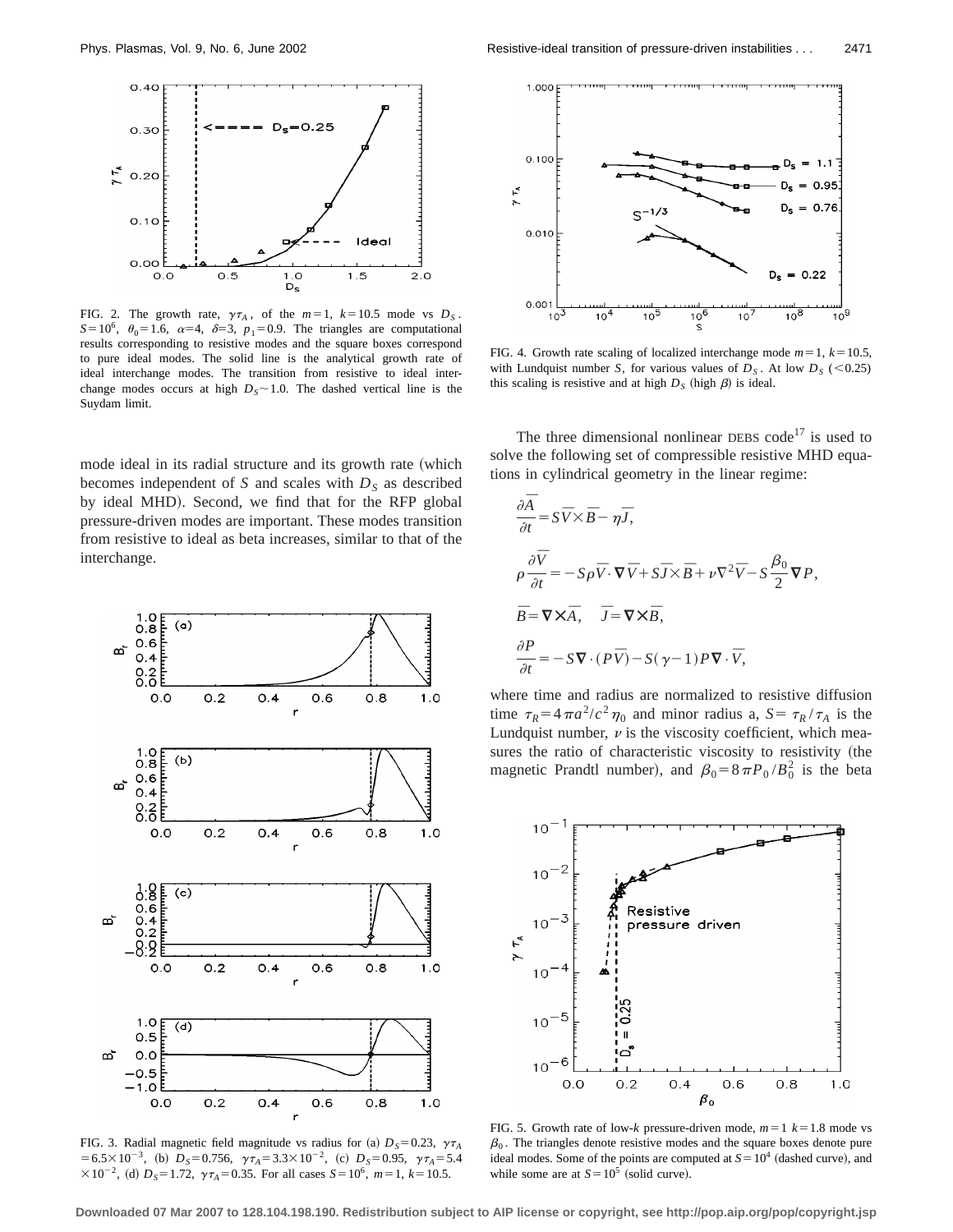FIG. 2. The growth rate, $\gamma\tau_A$, of the $m=1$, $k=10.5$ mode vs $D_S$. $S=10^6$, $\theta_0=1.6$, $\alpha=4$, $\delta=3$, $p_1=0.9$. The triangles are computational results corresponding to resistive modes and the square boxes correspond to pure ideal modes. The solid line is the analytical growth rate of ideal interchange modes. The transition from resistive to ideal interchange modes occurs at high $D_S\sim1.0$. The dashed vertical line is the Suydam limit.

mode ideal in its radial structure and its growth rate (which becomes independent of $S$ and scales with $D_S$ as described by ideal MHD). Second, we find that for the RFP global pressure-driven modes are important. These modes transition from resistive to ideal as beta increases, similar to that of the interchange.

FIG. 3. Radial magnetic field magnitude vs radius for (a) $D_S=0.23$, $\gamma\tau_A=6.5\times10^{-3}$, (b) $D_S=0.756$, $\gamma\tau_A=3.3\times10^{-2}$, (c) $D_S=0.95$, $\gamma\tau_A=5.4\times10^{-2}$, (d) $D_S=1.72$, $\gamma\tau_A=0.35$. For all cases $S=10^6$, $m=1$, $k=10.5$.

FIG. 4. Growth rate scaling of localized interchange mode $m=1$, $k=10.5$, with Lundquist number $S$, for various values of $D_S$. At low $D_S$ ($<0.25$) this scaling is resistive and at high $D_S$ (high $\beta$) is ideal.

The three dimensional nonlinear DEBS code[17] is used to solve the following set of compressible resistive MHD equations in cylindrical geometry in the linear regime:

$$\frac{\partial \bar{A}}{\partial t}=S\bar{V}\times\bar{B}-\eta\bar{J},$$

$$\rho\frac{\partial \bar{V}}{\partial t}=-S\rho\bar{V}\cdot\nabla\bar{V}+S\bar{J}\times\bar{B}+\nu\nabla^2\bar{V}-S\frac{\beta_0}{2}\nabla P,$$

$$\bar{B}=\nabla\times\bar{A},\quad \bar{J}=\nabla\times\bar{B},$$

$$\frac{\partial P}{\partial t}=-S\nabla\cdot(P\bar{V})-S(\gamma-1)P\nabla\cdot\bar{V},$$

where time and radius are normalized to resistive diffusion time $\tau_R=4\pi a^2/c^2\eta_0$ and minor radius a, $S=\tau_R/\tau_A$ is the Lundquist number, $\nu$ is the viscosity coefficient, which measures the ratio of characteristic viscosity to resistivity (the magnetic Prandtl number), and $\beta_0=8\pi P_0/B_0^2$ is the beta

FIG. 5. Growth rate of low-$k$ pressure-driven mode, $m=1$ $k=1.8$ mode vs $\beta_0$. The triangles denote resistive modes and the square boxes denote pure ideal modes. Some of the points are computed at $S=10^4$ (dashed curve), and while some are at $S=10^5$ (solid curve).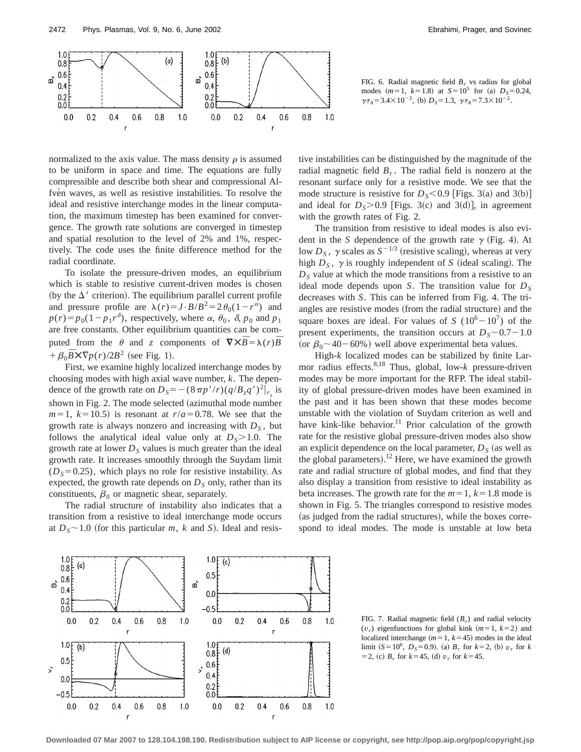FIG. 6. Radial magnetic field $B_r$ vs radius for global modes $(m=1,\ k=1.8)$ at $S=10^5$ for (a) $D_S=0.24$, $\gamma\tau_A=3.4\times10^{-3}$, (b) $D_S=1.3$, $\gamma\tau_A=7.3\times10^{-2}$.

normalized to the axis value. The mass density $\rho$ is assumed to be uniform in space and time. The equations are fully compressible and describe both shear and compressional Alfvén waves, as well as resistive instabilities. To resolve the ideal and resistive interchange modes in the linear computation, the maximum timestep has been examined for convergence. The growth rate solutions are converged in timestep and spatial resolution to the level of 2% and 1%, respectively. The code uses the finite difference method for the radial coordinate.

To isolate the pressure-driven modes, an equilibrium which is stable to resistive current-driven modes is chosen (by the $\Delta'$ criterion). The equilibrium parallel current profile and pressure profile are $\lambda(r)=J\cdot B/B^2=2\theta_0(1-r^\alpha)$ and $p(r)=p_0(1-p_1r^\delta)$, respectively, where $\alpha$, $\theta_0$, $\delta$, $p_0$ and $p_1$ are free constants. Other equilibrium quantities can be computed from the $\theta$ and $z$ components of $\nabla\times\bar{B}=\lambda(r)\bar{B}+\beta_0\bar{B}\times\nabla p(r)/2B^2$ (see Fig. 1).

First, we examine highly localized interchange modes by choosing modes with high axial wave number, $k$. The dependence of the growth rate on $D_S=-(8\pi p'/r)(q/B_zq')^2|_{r_s}$ is shown in Fig. 2. The mode selected (azimuthal mode number $m=1$, $k=10.5$) is resonant at $r/a=0.78$. We see that the growth rate is always nonzero and increasing with $D_S$, but follows the analytical ideal value only at $D_S>1.0$. The growth rate at lower $D_S$ values is much greater than the ideal growth rate. It increases smoothly through the Suydam limit ($D_S=0.25$), which plays no role for resistive instability. As expected, the growth rate depends on $D_S$ only, rather than its constituents, $\beta_0$ or magnetic shear, separately.

The radial structure of instability also indicates that a transition from a resistive to ideal interchange mode occurs at $D_S\sim1.0$ (for this particular $m$, $k$ and $S$). Ideal and resistive instabilities can be distinguished by the magnitude of the radial magnetic field $B_r$. The radial field is nonzero at the resonant surface only for a resistive mode. We see that the mode structure is resistive for $D_S<0.9$ [Figs. 3(a) and 3(b)] and ideal for $D_S>0.9$ [Figs. 3(c) and 3(d)], in agreement with the growth rates of Fig. 2.

The transition from resistive to ideal modes is also evident in the $S$ dependence of the growth rate $\gamma$ (Fig. 4). At low $D_S$, $\gamma$ scales as $S^{-1/3}$ (resistive scaling), whereas at very high $D_S$, $\gamma$ is roughly independent of $S$ (ideal scaling). The $D_S$ value at which the mode transitions from a resistive to an ideal mode depends upon $S$. The transition value for $D_S$ decreases with $S$. This can be inferred from Fig. 4. The triangles are resistive modes (from the radial structure) and the square boxes are ideal. For values of $S$ ($10^6-10^7$) of the present experiments, the transition occurs at $D_S\sim0.7-1.0$ (or $\beta_0\sim40-60\%$) well above experimental beta values.

High-$k$ localized modes can be stabilized by finite Larmor radius effects.[8,18] Thus, global, low-$k$ pressure-driven modes may be more important for the RFP. The ideal stability of global pressure-driven modes have been examined in the past and it has been shown that these modes become unstable with the violation of Suydam criterion as well and have kink-like behavior.[11] Prior calculation of the growth rate for the resistive global pressure-driven modes also show an explicit dependence on the local parameter, $D_S$ (as well as the global parameters).[12] Here, we have examined the growth rate and radial structure of global modes, and find that they also display a transition from resistive to ideal instability as beta increases. The growth rate for the $m=1$, $k=1.8$ mode is shown in Fig. 5. The triangles correspond to resistive modes (as judged from the radial structures), while the boxes correspond to ideal modes. The mode is unstable at low beta

FIG. 7. Radial magnetic field $(B_r)$ and radial velocity $(v_r)$ eigenfunctions for global kink $(m=1,\ k=2)$ and localized interchange $(m=1,\ k=45)$ modes in the ideal limit $(S=10^6,\ D_S=0.9)$. (a) $B_r$ for $k=2$, (b) $v_r$ for $k=2$, (c) $B_r$ for $k=45$, (d) $v_r$ for $k=45$.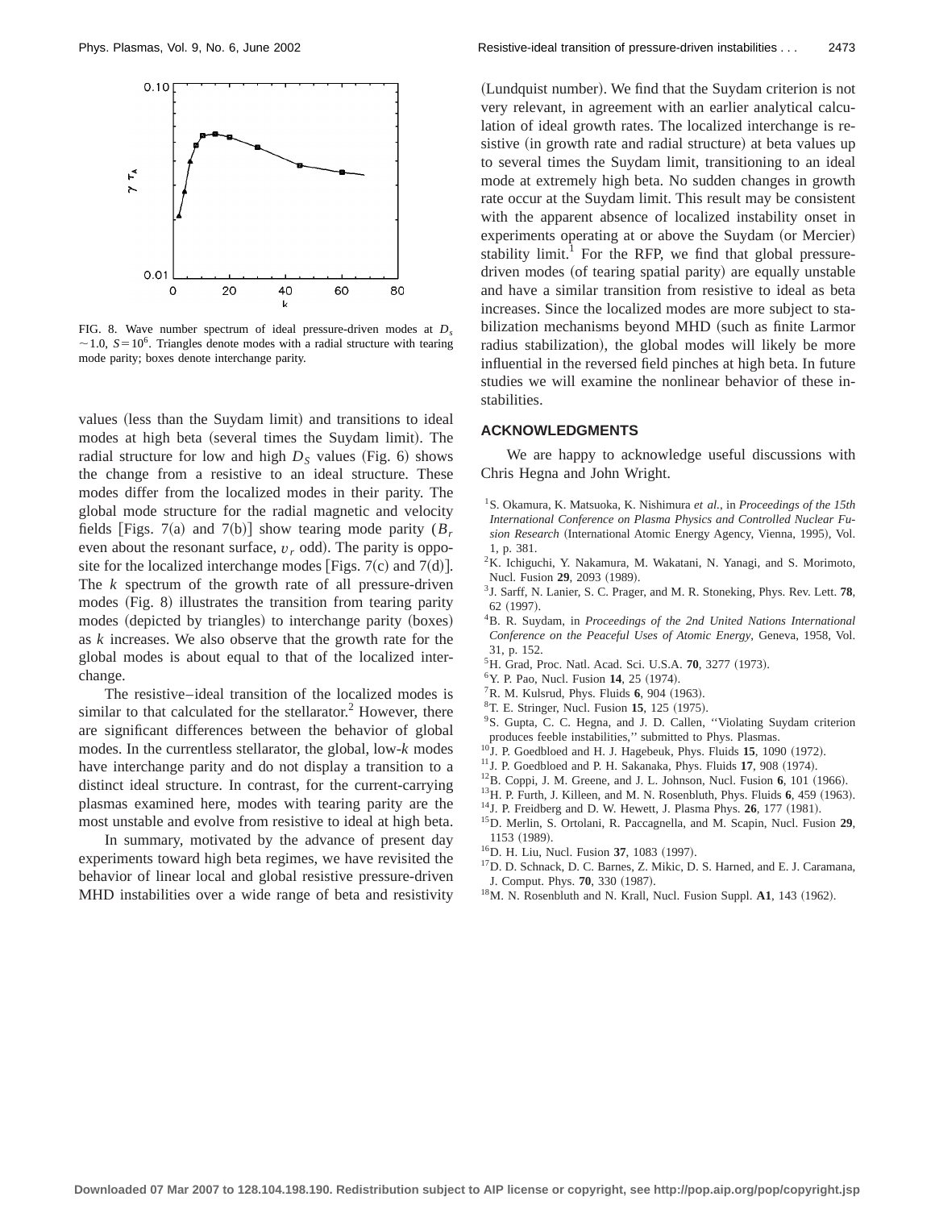0.10

$\gamma\,\tau_A$

0.01

0 20 40 60 80

k

FIG. 8. Wave number spectrum of ideal pressure-driven modes at $D_s \sim 1.0$, $S = 10^6$. Triangles denote modes with a radial structure with tearing mode parity; boxes denote interchange parity.

values (less than the Suydam limit) and transitions to ideal modes at high beta (several times the Suydam limit). The radial structure for low and high $D_S$ values (Fig. 6) shows the change from a resistive to an ideal structure. These modes differ from the localized modes in their parity. The global mode structure for the radial magnetic and velocity fields [Figs. 7(a) and 7(b)] show tearing mode parity ($B_r$ even about the resonant surface, $v_r$ odd). The parity is opposite for the localized interchange modes [Figs. 7(c) and 7(d)]. The $k$ spectrum of the growth rate of all pressure-driven modes (Fig. 8) illustrates the transition from tearing parity modes (depicted by triangles) to interchange parity (boxes) as $k$ increases. We also observe that the growth rate for the global modes is about equal to that of the localized interchange.

The resistive–ideal transition of the localized modes is similar to that calculated for the stellarator.[2] However, there are significant differences between the behavior of global modes. In the currentless stellarator, the global, low-$k$ modes have interchange parity and do not display a transition to a distinct ideal structure. In contrast, for the current-carrying plasmas examined here, modes with tearing parity are the most unstable and evolve from resistive to ideal at high beta.

In summary, motivated by the advance of present day experiments toward high beta regimes, we have revisited the behavior of linear local and global resistive pressure-driven MHD instabilities over a wide range of beta and resistivity (Lundquist number). We find that the Suydam criterion is not very relevant, in agreement with an earlier analytical calculation of ideal growth rates. The localized interchange is resistive (in growth rate and radial structure) at beta values up to several times the Suydam limit, transitioning to an ideal mode at extremely high beta. No sudden changes in growth rate occur at the Suydam limit. This result may be consistent with the apparent absence of localized instability onset in experiments operating at or above the Suydam (or Mercier) stability limit.[1] For the RFP, we find that global pressure-driven modes (of tearing spatial parity) are equally unstable and have a similar transition from resistive to ideal as beta increases. Since the localized modes are more subject to stabilization mechanisms beyond MHD (such as finite Larmor radius stabilization), the global modes will likely be more influential in the reversed field pinches at high beta. In future studies we will examine the nonlinear behavior of these instabilities.

## ACKNOWLEDGMENTS

We are happy to acknowledge useful discussions with Chris Hegna and John Wright.

[1] S. Okamura, K. Matsuoka, K. Nishimura *et al.*, in *Proceedings of the 15th International Conference on Plasma Physics and Controlled Nuclear Fusion Research* (International Atomic Energy Agency, Vienna, 1995), Vol. 1, p. 381.

[2] K. Ichiguchi, Y. Nakamura, M. Wakatani, N. Yanagi, and S. Morimoto, Nucl. Fusion **29**, 2093 (1989).

[3] J. Sarff, N. Lanier, S. C. Prager, and M. R. Stoneking, Phys. Rev. Lett. **78**, 62 (1997).

[4] B. R. Suydam, in *Proceedings of the 2nd United Nations International Conference on the Peaceful Uses of Atomic Energy*, Geneva, 1958, Vol. 31, p. 152.

[5] H. Grad, Proc. Natl. Acad. Sci. U.S.A. **70**, 3277 (1973).

[6] Y. P. Pao, Nucl. Fusion **14**, 25 (1974).

[7] R. M. Kulsrud, Phys. Fluids **6**, 904 (1963).

[8] T. E. Stringer, Nucl. Fusion **15**, 125 (1975).

[9] S. Gupta, C. C. Hegna, and J. D. Callen, ''Violating Suydam criterion produces feeble instabilities,'' submitted to Phys. Plasmas.

[10] J. P. Goedbloed and H. J. Hagebeuk, Phys. Fluids **15**, 1090 (1972).

[11] J. P. Goedbloed and P. H. Sakanaka, Phys. Fluids **17**, 908 (1974).

[12] B. Coppi, J. M. Greene, and J. L. Johnson, Nucl. Fusion **6**, 101 (1966).

[13] H. P. Furth, J. Killeen, and M. N. Rosenbluth, Phys. Fluids **6**, 459 (1963).

[14] J. P. Freidberg and D. W. Hewett, J. Plasma Phys. **26**, 177 (1981).

[15] D. Merlin, S. Ortolani, R. Paccagnella, and M. Scapin, Nucl. Fusion **29**, 1153 (1989).

[16] D. H. Liu, Nucl. Fusion **37**, 1083 (1997).

[17] D. D. Schnack, D. C. Barnes, Z. Mikic, D. S. Harned, and E. J. Caramana, J. Comput. Phys. **70**, 330 (1987).

[18] M. N. Rosenbluth and N. Krall, Nucl. Fusion Suppl. **A1**, 143 (1962).